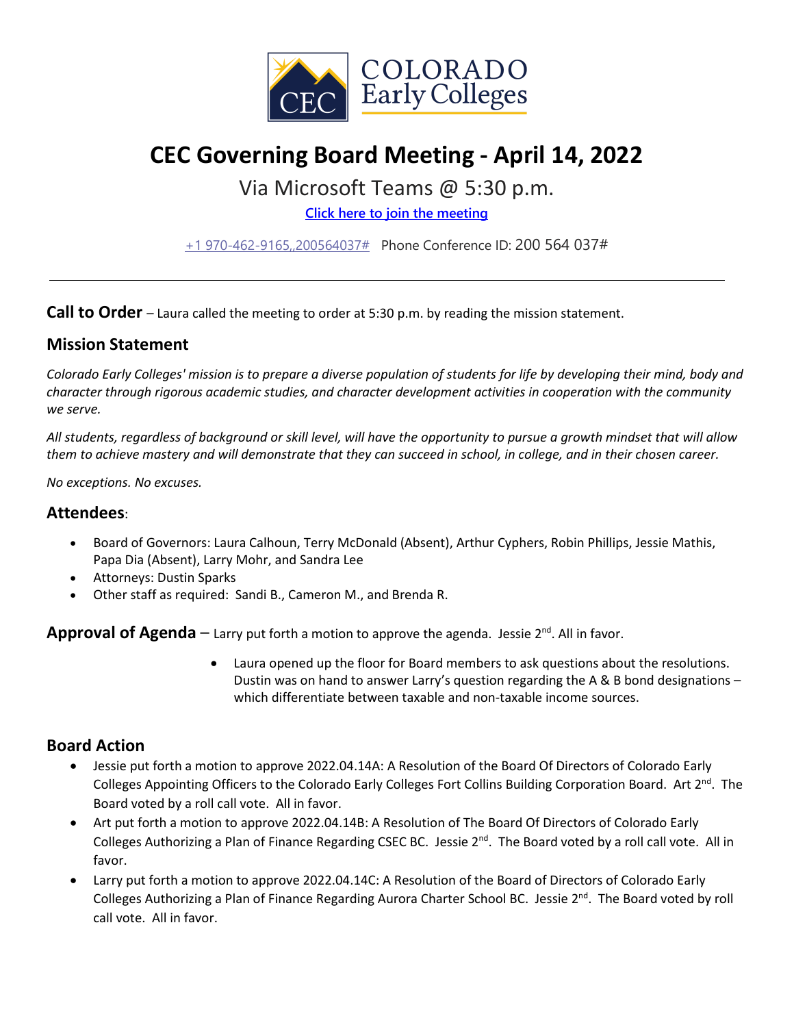COLORADO Early Colleges

# CEC Governing Board Meeting - April 14, 2022

Via Microsoft Teams @ 5:30 p.m.

[Click here to join the meeting](#)

+1 970-462-9165,,200564037#   Phone Conference ID: 200 564 037#

---

**Call to Order** – Laura called the meeting to order at 5:30 p.m. by reading the mission statement.

## Mission Statement

*Colorado Early Colleges' mission is to prepare a diverse population of students for life by developing their mind, body and character through rigorous academic studies, and character development activities in cooperation with the community we serve.*

*All students, regardless of background or skill level, will have the opportunity to pursue a growth mindset that will allow them to achieve mastery and will demonstrate that they can succeed in school, in college, and in their chosen career.*

*No exceptions. No excuses.*

## Attendees:

- Board of Governors: Laura Calhoun, Terry McDonald (Absent), Arthur Cyphers, Robin Phillips, Jessie Mathis, Papa Dia (Absent), Larry Mohr, and Sandra Lee
- Attorneys: Dustin Sparks
- Other staff as required: Sandi B., Cameron M., and Brenda R.

**Approval of Agenda** – Larry put forth a motion to approve the agenda. Jessie 2nd. All in favor.

- Laura opened up the floor for Board members to ask questions about the resolutions. Dustin was on hand to answer Larry's question regarding the A & B bond designations – which differentiate between taxable and non-taxable income sources.

## Board Action

- Jessie put forth a motion to approve 2022.04.14A: A Resolution of the Board Of Directors of Colorado Early Colleges Appointing Officers to the Colorado Early Colleges Fort Collins Building Corporation Board. Art 2nd. The Board voted by a roll call vote. All in favor.
- Art put forth a motion to approve 2022.04.14B: A Resolution of The Board Of Directors of Colorado Early Colleges Authorizing a Plan of Finance Regarding CSEC BC. Jessie 2nd. The Board voted by a roll call vote. All in favor.
- Larry put forth a motion to approve 2022.04.14C: A Resolution of the Board of Directors of Colorado Early Colleges Authorizing a Plan of Finance Regarding Aurora Charter School BC. Jessie 2nd. The Board voted by roll call vote. All in favor.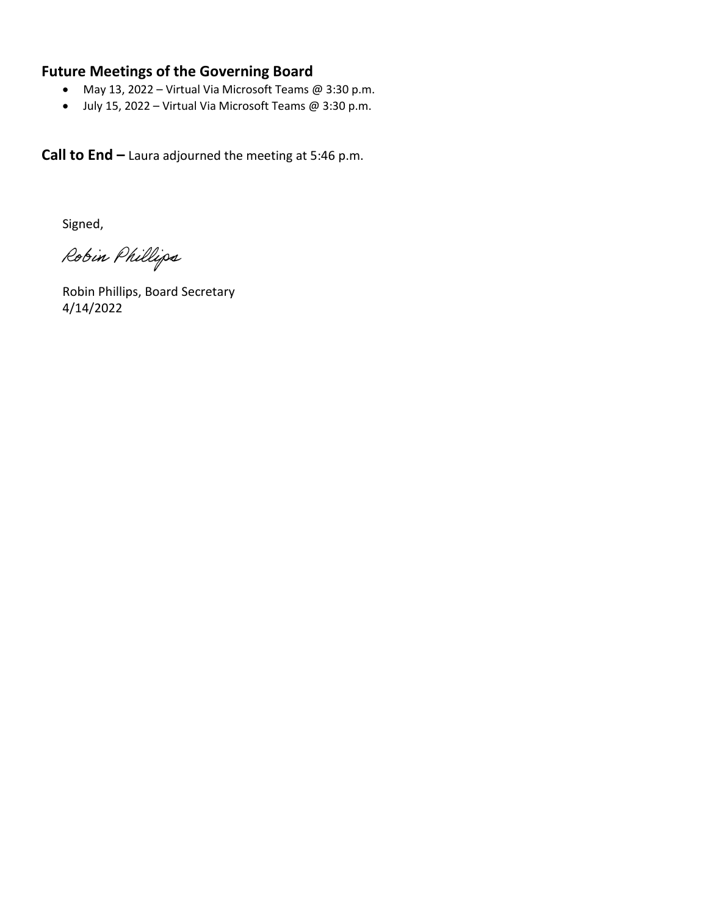## Future Meetings of the Governing Board

- May 13, 2022 – Virtual Via Microsoft Teams @ 3:30 p.m.
- July 15, 2022 – Virtual Via Microsoft Teams @ 3:30 p.m.

**Call to End –** Laura adjourned the meeting at 5:46 p.m.

Signed,

Robin Phillips

Robin Phillips, Board Secretary
4/14/2022